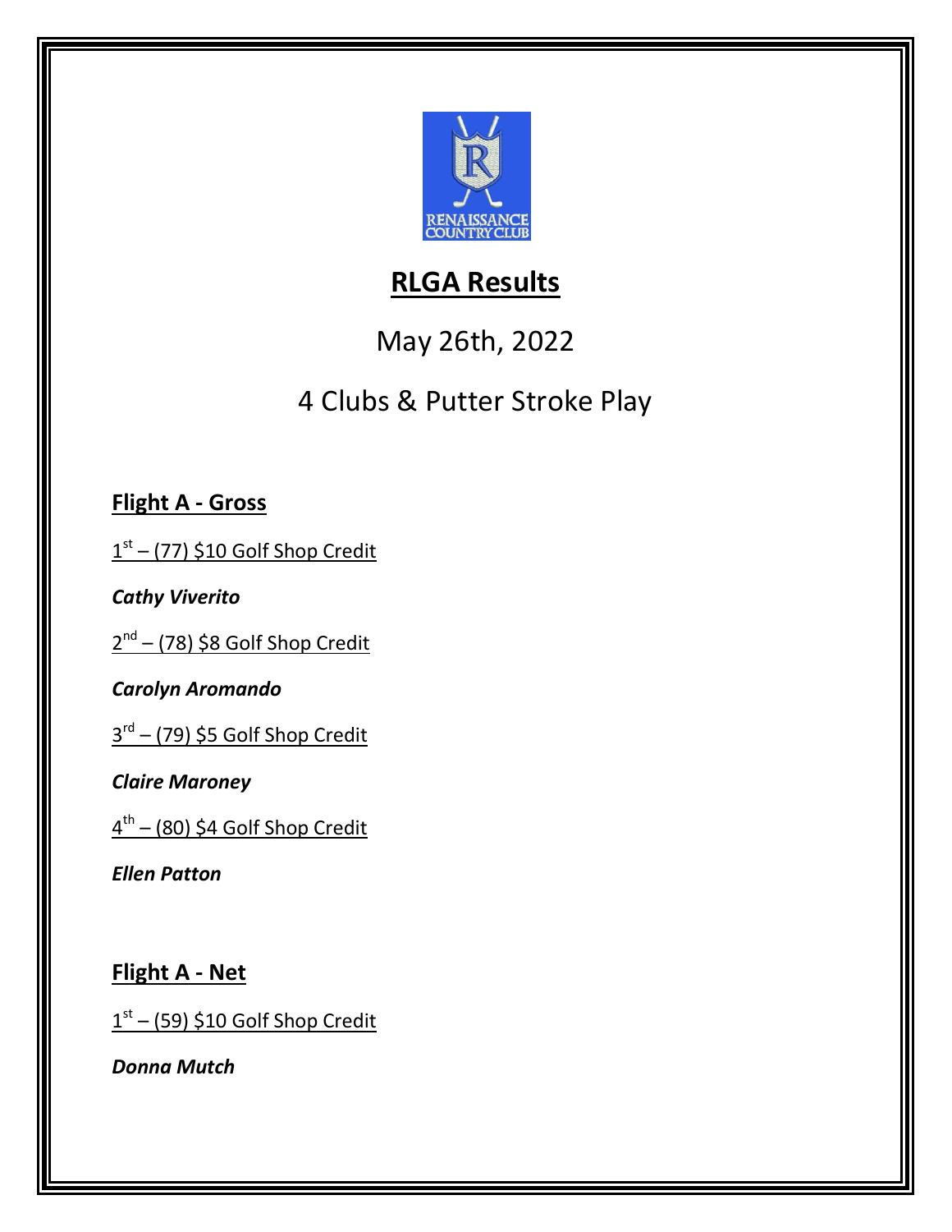# RLGA Results

May 26th, 2022

4 Clubs & Putter Stroke Play

## Flight A - Gross

1st – (77) $10 Golf Shop Credit

***Cathy Viverito***

2nd – (78) $8 Golf Shop Credit

***Carolyn Aromando***

3rd – (79) $5 Golf Shop Credit

***Claire Maroney***

4th – (80) $4 Golf Shop Credit

***Ellen Patton***

## Flight A - Net

1st – (59) $10 Golf Shop Credit

***Donna Mutch***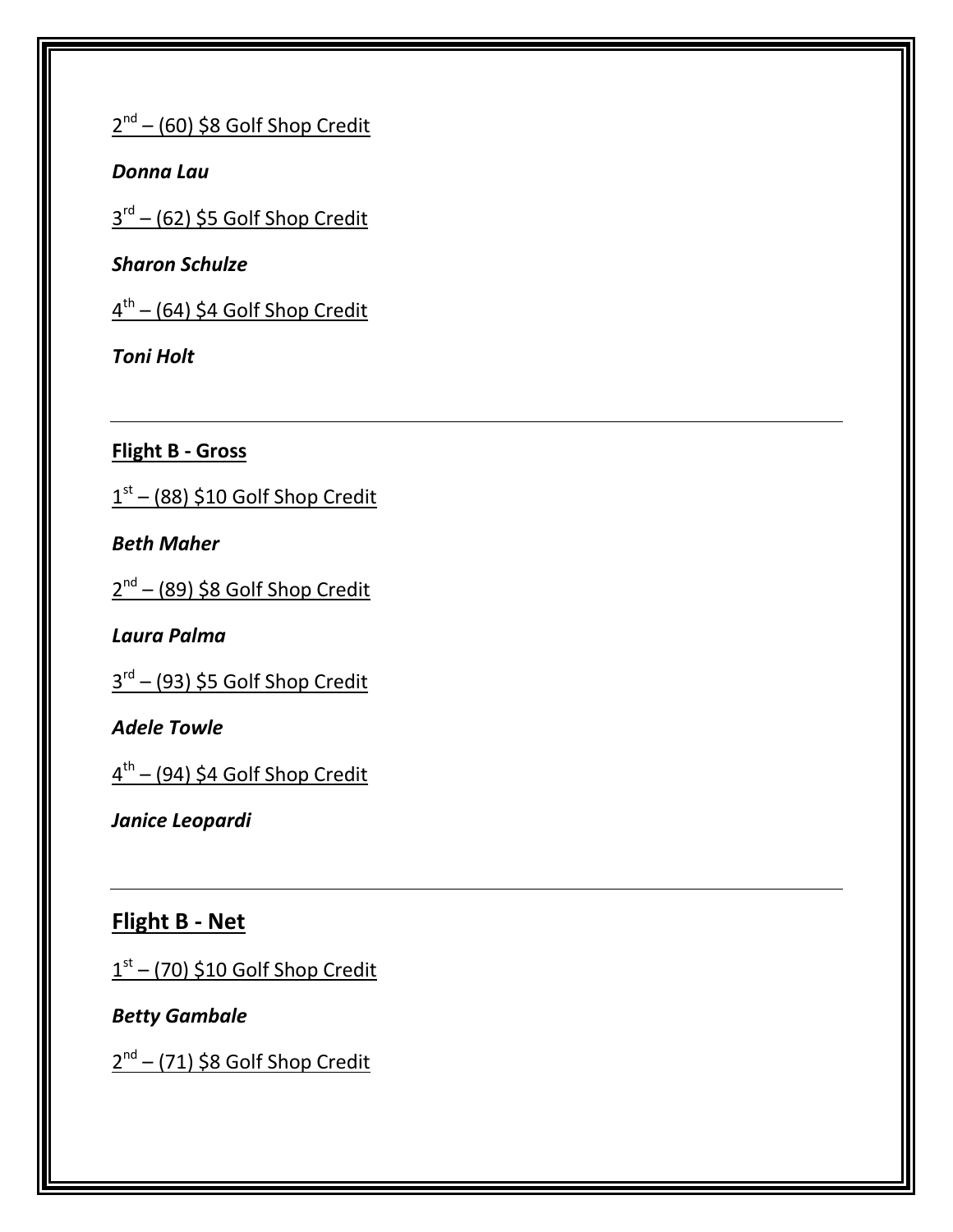2nd – (60) $8 Golf Shop Credit

***Donna Lau***

3rd – (62) $5 Golf Shop Credit

***Sharon Schulze***

4th – (64) $4 Golf Shop Credit

***Toni Holt***

---

**Flight B - Gross**

1st – (88) $10 Golf Shop Credit

***Beth Maher***

2nd – (89) $8 Golf Shop Credit

***Laura Palma***

3rd – (93) $5 Golf Shop Credit

***Adele Towle***

4th – (94) $4 Golf Shop Credit

***Janice Leopardi***

---

## Flight B - Net

1st – (70) $10 Golf Shop Credit

***Betty Gambale***

2nd – (71) $8 Golf Shop Credit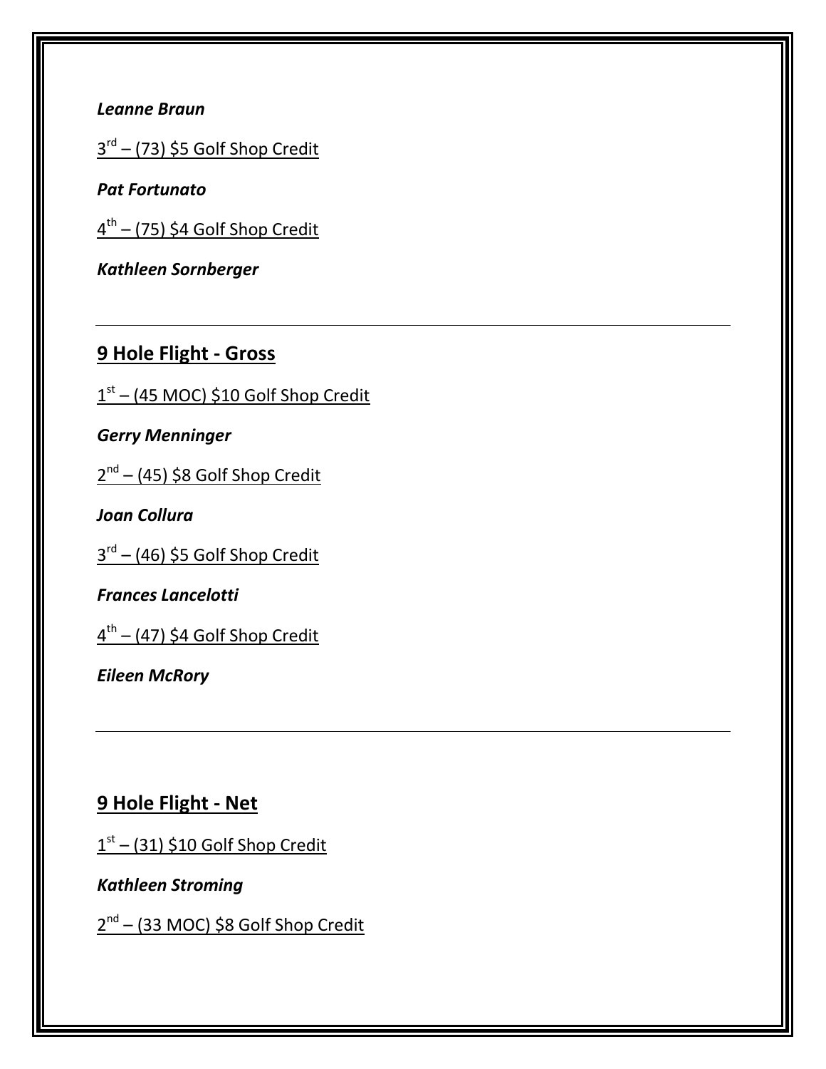***Leanne Braun***

3rd – (73) $5 Golf Shop Credit

***Pat Fortunato***

4th – (75) $4 Golf Shop Credit

***Kathleen Sornberger***

---

## 9 Hole Flight - Gross

1st – (45 MOC) $10 Golf Shop Credit

***Gerry Menninger***

2nd – (45) $8 Golf Shop Credit

***Joan Collura***

3rd – (46) $5 Golf Shop Credit

***Frances Lancelotti***

4th – (47) $4 Golf Shop Credit

***Eileen McRory***

---

## 9 Hole Flight - Net

1st – (31) $10 Golf Shop Credit

***Kathleen Stroming***

2nd – (33 MOC) $8 Golf Shop Credit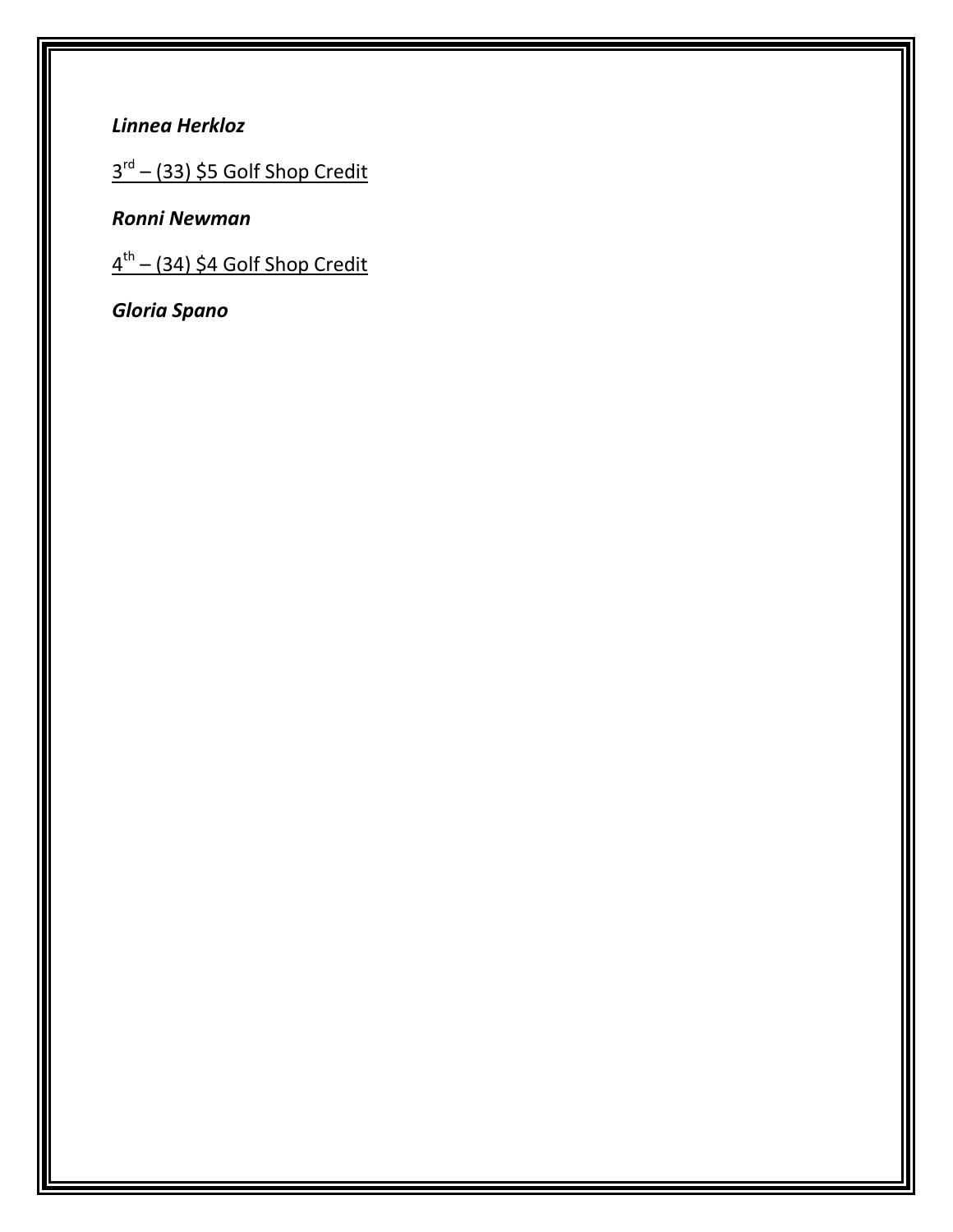***Linnea Herkloz***

3rd – (33) $5 Golf Shop Credit

***Ronni Newman***

4th – (34) $4 Golf Shop Credit

***Gloria Spano***